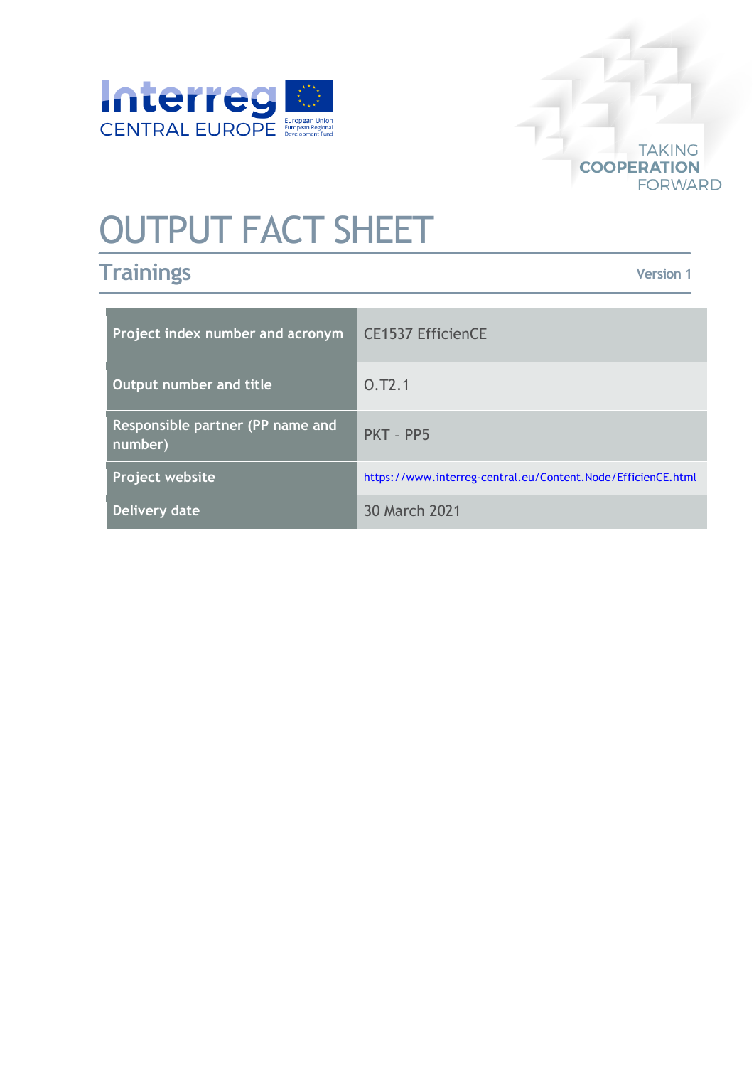# OUTPUT FACT SHEET

## Trainings

Version 1

| Project index number and acronym | CE1537 EfficienCE |
|---|---|
| Output number and title | O.T2.1 |
| Responsible partner (PP name and number) | PKT – PP5 |
| Project website | https://www.interreg-central.eu/Content.Node/EfficienCE.html |
| Delivery date | 30 March 2021 |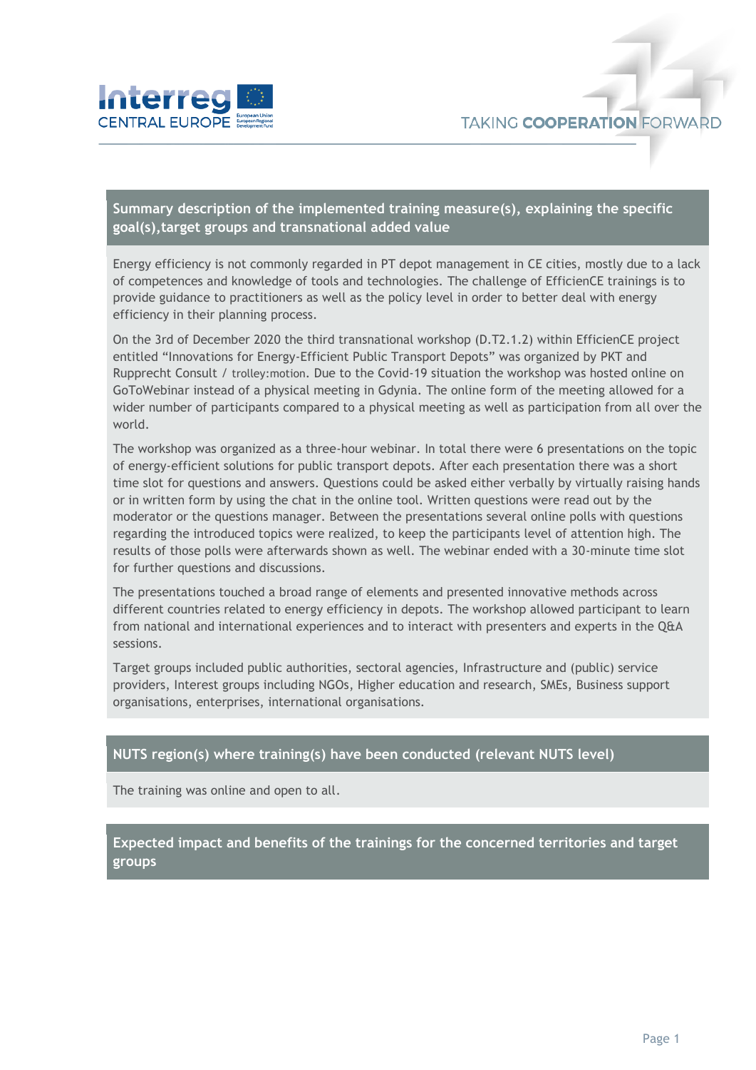## Summary description of the implemented training measure(s), explaining the specific goal(s),target groups and transnational added value

Energy efficiency is not commonly regarded in PT depot management in CE cities, mostly due to a lack of competences and knowledge of tools and technologies. The challenge of EfficienCE trainings is to provide guidance to practitioners as well as the policy level in order to better deal with energy efficiency in their planning process.

On the 3rd of December 2020 the third transnational workshop (D.T2.1.2) within EfficienCE project entitled "Innovations for Energy-Efficient Public Transport Depots" was organized by PKT and Rupprecht Consult / trolley:motion. Due to the Covid-19 situation the workshop was hosted online on GoToWebinar instead of a physical meeting in Gdynia. The online form of the meeting allowed for a wider number of participants compared to a physical meeting as well as participation from all over the world.

The workshop was organized as a three-hour webinar. In total there were 6 presentations on the topic of energy-efficient solutions for public transport depots. After each presentation there was a short time slot for questions and answers. Questions could be asked either verbally by virtually raising hands or in written form by using the chat in the online tool. Written questions were read out by the moderator or the questions manager. Between the presentations several online polls with questions regarding the introduced topics were realized, to keep the participants level of attention high. The results of those polls were afterwards shown as well. The webinar ended with a 30-minute time slot for further questions and discussions.

The presentations touched a broad range of elements and presented innovative methods across different countries related to energy efficiency in depots. The workshop allowed participant to learn from national and international experiences and to interact with presenters and experts in the Q&A sessions.

Target groups included public authorities, sectoral agencies, Infrastructure and (public) service providers, Interest groups including NGOs, Higher education and research, SMEs, Business support organisations, enterprises, international organisations.

## NUTS region(s) where training(s) have been conducted (relevant NUTS level)

The training was online and open to all.

## Expected impact and benefits of the trainings for the concerned territories and target groups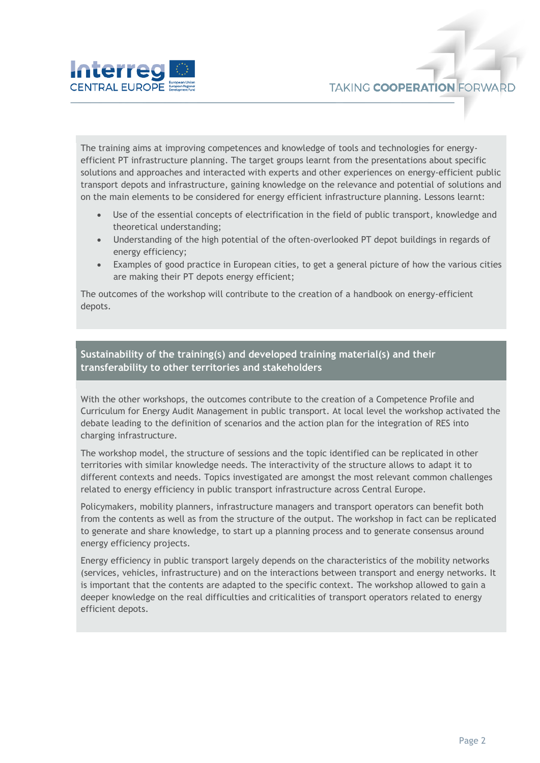The training aims at improving competences and knowledge of tools and technologies for energy-efficient PT infrastructure planning. The target groups learnt from the presentations about specific solutions and approaches and interacted with experts and other experiences on energy-efficient public transport depots and infrastructure, gaining knowledge on the relevance and potential of solutions and on the main elements to be considered for energy efficient infrastructure planning. Lessons learnt:

- Use of the essential concepts of electrification in the field of public transport, knowledge and theoretical understanding;
- Understanding of the high potential of the often-overlooked PT depot buildings in regards of energy efficiency;
- Examples of good practice in European cities, to get a general picture of how the various cities are making their PT depots energy efficient;

The outcomes of the workshop will contribute to the creation of a handbook on energy-efficient depots.

## Sustainability of the training(s) and developed training material(s) and their transferability to other territories and stakeholders

With the other workshops, the outcomes contribute to the creation of a Competence Profile and Curriculum for Energy Audit Management in public transport. At local level the workshop activated the debate leading to the definition of scenarios and the action plan for the integration of RES into charging infrastructure.

The workshop model, the structure of sessions and the topic identified can be replicated in other territories with similar knowledge needs. The interactivity of the structure allows to adapt it to different contexts and needs. Topics investigated are amongst the most relevant common challenges related to energy efficiency in public transport infrastructure across Central Europe.

Policymakers, mobility planners, infrastructure managers and transport operators can benefit both from the contents as well as from the structure of the output. The workshop in fact can be replicated to generate and share knowledge, to start up a planning process and to generate consensus around energy efficiency projects.

Energy efficiency in public transport largely depends on the characteristics of the mobility networks (services, vehicles, infrastructure) and on the interactions between transport and energy networks. It is important that the contents are adapted to the specific context. The workshop allowed to gain a deeper knowledge on the real difficulties and criticalities of transport operators related to energy efficient depots.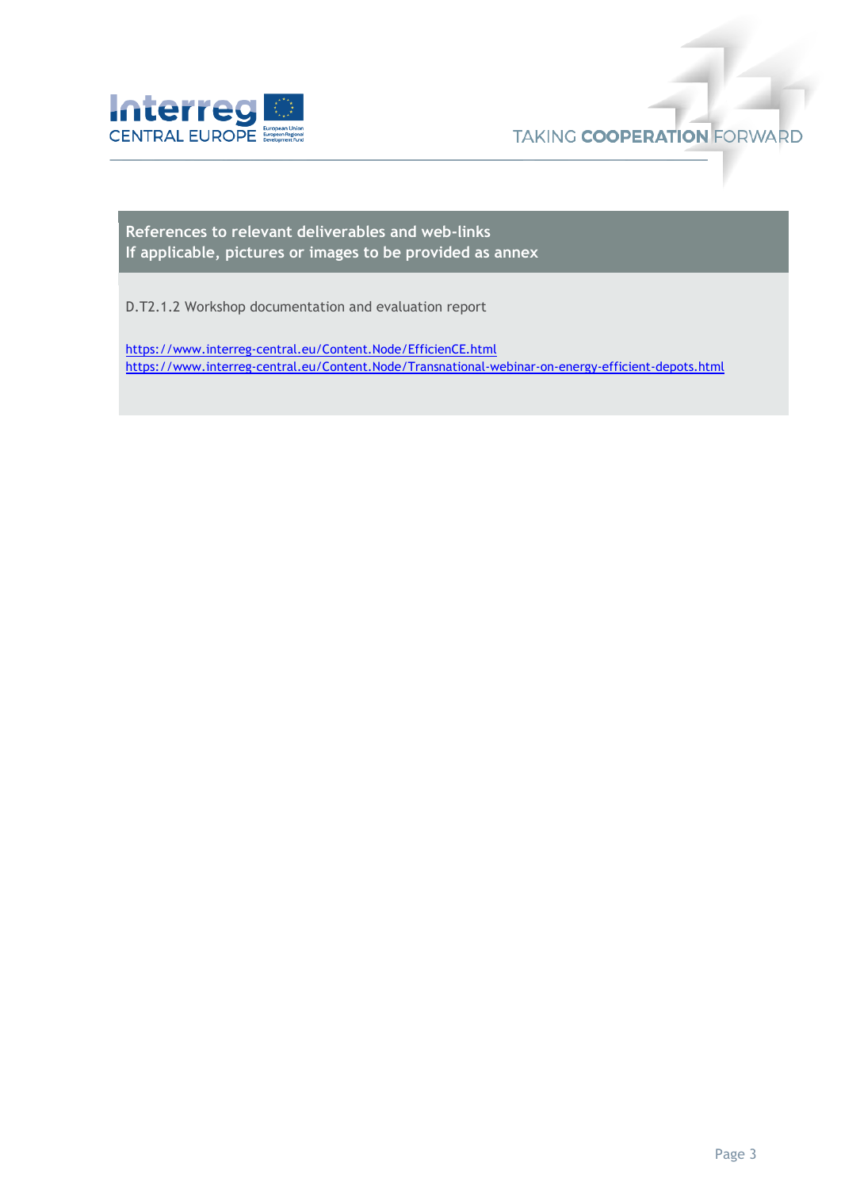**References to relevant deliverables and web-links**
**If applicable, pictures or images to be provided as annex**

D.T2.1.2 Workshop documentation and evaluation report

https://www.interreg-central.eu/Content.Node/EfficienCE.html
https://www.interreg-central.eu/Content.Node/Transnational-webinar-on-energy-efficient-depots.html